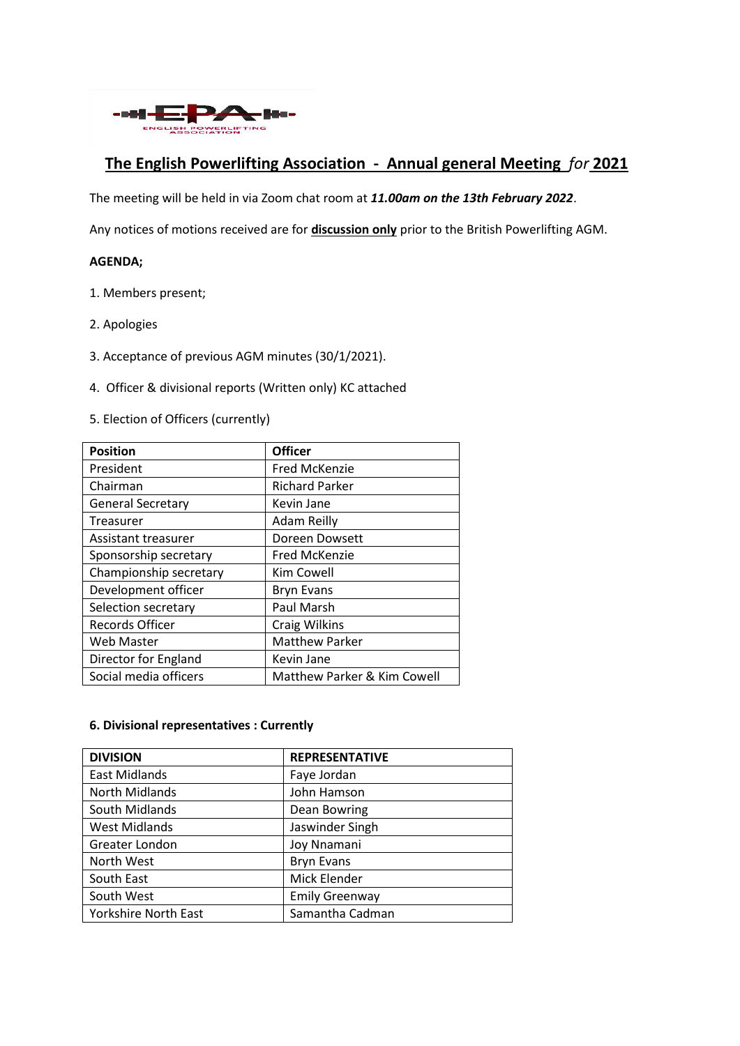# The English Powerlifting Association - Annual general Meeting *for* 2021

The meeting will be held in via Zoom chat room at ***11.00am on the 13th February 2022***.

Any notices of motions received are for **discussion only** prior to the British Powerlifting AGM.

**AGENDA;**

1. Members present;

2. Apologies

3. Acceptance of previous AGM minutes (30/1/2021).

4. Officer & divisional reports (Written only) KC attached

5. Election of Officers (currently)

| Position | Officer |
|---|---|
| President | Fred McKenzie |
| Chairman | Richard Parker |
| General Secretary | Kevin Jane |
| Treasurer | Adam Reilly |
| Assistant treasurer | Doreen Dowsett |
| Sponsorship secretary | Fred McKenzie |
| Championship secretary | Kim Cowell |
| Development officer | Bryn Evans |
| Selection secretary | Paul Marsh |
| Records Officer | Craig Wilkins |
| Web Master | Matthew Parker |
| Director for England | Kevin Jane |
| Social media officers | Matthew Parker & Kim Cowell |

**6. Divisional representatives : Currently**

| DIVISION | REPRESENTATIVE |
|---|---|
| East Midlands | Faye Jordan |
| North Midlands | John Hamson |
| South Midlands | Dean Bowring |
| West Midlands | Jaswinder Singh |
| Greater London | Joy Nnamani |
| North West | Bryn Evans |
| South East | Mick Elender |
| South West | Emily Greenway |
| Yorkshire North East | Samantha Cadman |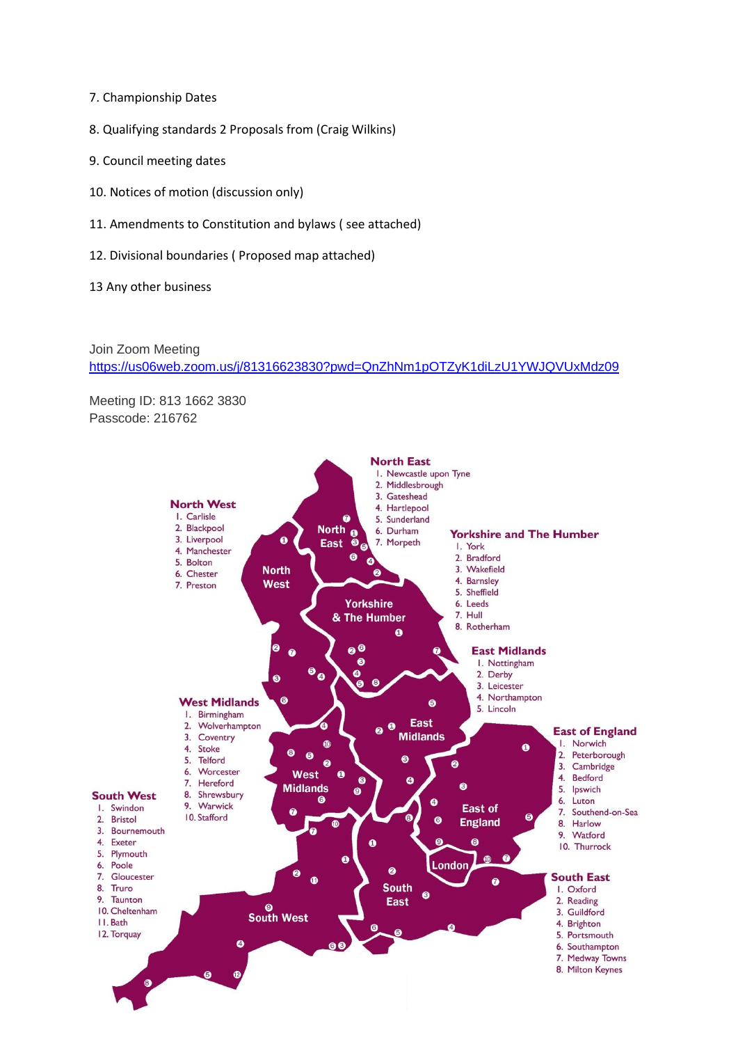7. Championship Dates

8. Qualifying standards 2 Proposals from (Craig Wilkins)

9. Council meeting dates

10. Notices of motion (discussion only)

11. Amendments to Constitution and bylaws ( see attached)

12. Divisional boundaries ( Proposed map attached)

13 Any other business

Join Zoom Meeting
https://us06web.zoom.us/j/81316623830?pwd=QnZhNm1pOTZyK1diLzU1YWJQVUxMdz09

Meeting ID: 813 1662 3830
Passcode: 216762

**North East**
1. Newcastle upon Tyne
2. Middlesbrough
3. Gateshead
4. Hartlepool
5. Sunderland
6. Durham
7. Morpeth

**North West**
1. Carlisle
2. Blackpool
3. Liverpool
4. Manchester
5. Bolton
6. Chester
7. Preston

**Yorkshire and The Humber**
1. York
2. Bradford
3. Wakefield
4. Barnsley
5. Sheffield
6. Leeds
7. Hull
8. Rotherham

**East Midlands**
1. Nottingham
2. Derby
3. Leicester
4. Northampton
5. Lincoln

**West Midlands**
1. Birmingham
2. Wolverhampton
3. Coventry
4. Stoke
5. Telford
6. Worcester
7. Hereford
8. Shrewsbury
9. Warwick
10. Stafford

**East of England**
1. Norwich
2. Peterborough
3. Cambridge
4. Bedford
5. Ipswich
6. Luton
7. Southend-on-Sea
8. Harlow
9. Watford
10. Thurrock

**South West**
1. Swindon
2. Bristol
3. Bournemouth
4. Exeter
5. Plymouth
6. Poole
7. Gloucester
8. Truro
9. Taunton
10. Cheltenham
11. Bath
12. Torquay

**South East**
1. Oxford
2. Reading
3. Guildford
4. Brighton
5. Portsmouth
6. Southampton
7. Medway Towns
8. Milton Keynes

North East
North West
Yorkshire & The Humber
East Midlands
West Midlands
East of England
London
South East
South West